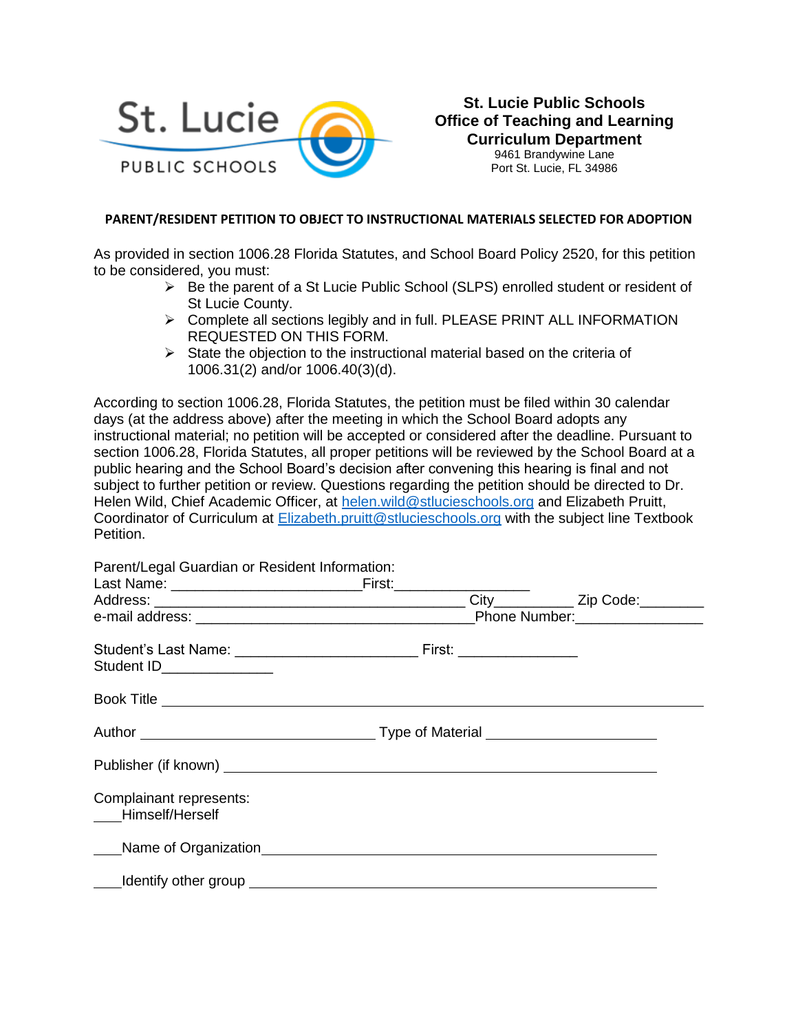St. Lucie PUBLIC SCHOOLS

**St. Lucie Public Schools**
**Office of Teaching and Learning**
**Curriculum Department**
9461 Brandywine Lane
Port St. Lucie, FL 34986

## PARENT/RESIDENT PETITION TO OBJECT TO INSTRUCTIONAL MATERIALS SELECTED FOR ADOPTION

As provided in section 1006.28 Florida Statutes, and School Board Policy 2520, for this petition to be considered, you must:

- Be the parent of a St Lucie Public School (SLPS) enrolled student or resident of St Lucie County.
- Complete all sections legibly and in full. PLEASE PRINT ALL INFORMATION REQUESTED ON THIS FORM.
- State the objection to the instructional material based on the criteria of 1006.31(2) and/or 1006.40(3)(d).

According to section 1006.28, Florida Statutes, the petition must be filed within 30 calendar days (at the address above) after the meeting in which the School Board adopts any instructional material; no petition will be accepted or considered after the deadline. Pursuant to section 1006.28, Florida Statutes, all proper petitions will be reviewed by the School Board at a public hearing and the School Board's decision after convening this hearing is final and not subject to further petition or review. Questions regarding the petition should be directed to Dr. Helen Wild, Chief Academic Officer, at helen.wild@stlucieschools.org and Elizabeth Pruitt, Coordinator of Curriculum at Elizabeth.pruitt@stlucieschools.org with the subject line Textbook Petition.

Parent/Legal Guardian or Resident Information:
Last Name: ______________________ First: ________________
Address: ____________________________________ City_________ Zip Code:________
e-mail address: ________________________________ Phone Number:_______________

Student's Last Name: _____________________ First: ______________
Student ID_____________

Book Title ______________________________________________________________

Author ___________________________ Type of Material ____________________

Publisher (if known) ______________________________________________________

Complainant represents:
____Himself/Herself

____Name of Organization______________________________________________

____Identify other group _______________________________________________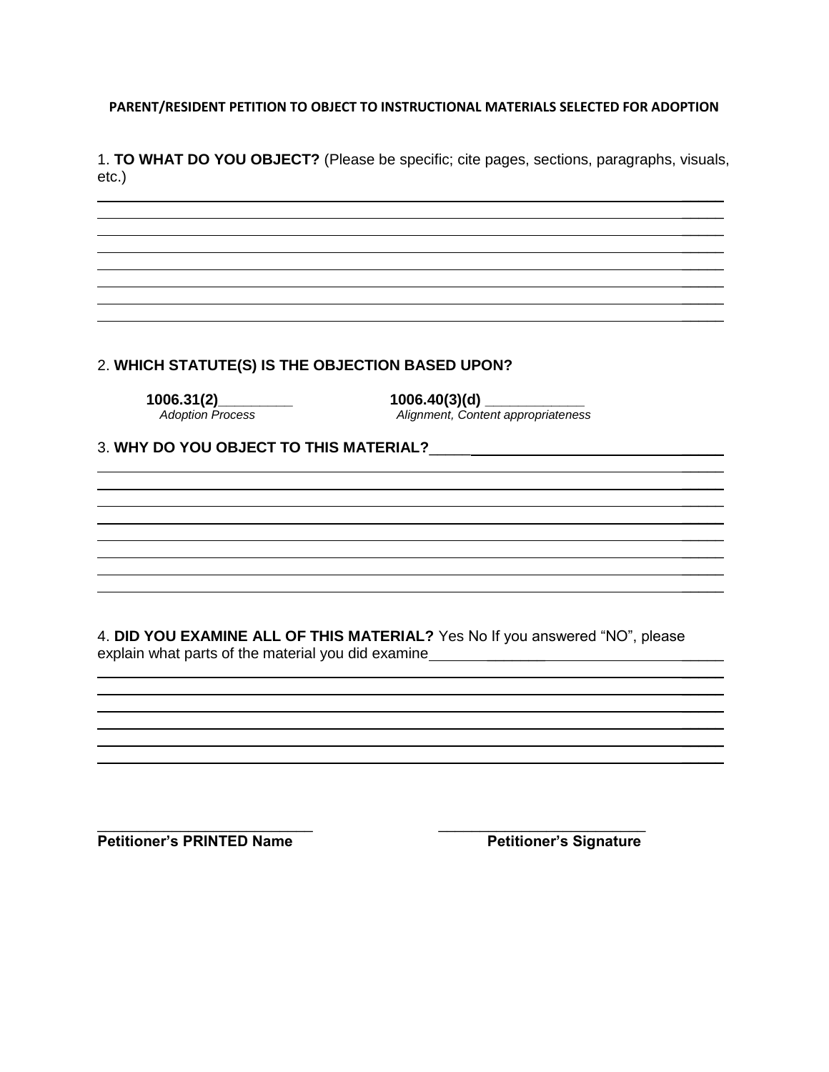**PARENT/RESIDENT PETITION TO OBJECT TO INSTRUCTIONAL MATERIALS SELECTED FOR ADOPTION**

1. **TO WHAT DO YOU OBJECT?** (Please be specific; cite pages, sections, paragraphs, visuals, etc.)

2. **WHICH STATUTE(S) IS THE OBJECTION BASED UPON?**

**1006.31(2)**_________ *Adoption Process*

**1006.40(3)(d)** _____________ *Alignment, Content appropriateness*

3. **WHY DO YOU OBJECT TO THIS MATERIAL?**

4. **DID YOU EXAMINE ALL OF THIS MATERIAL?** Yes No If you answered "NO", please explain what parts of the material you did examine

___________________________
**Petitioner's PRINTED Name**

___________________________
**Petitioner's Signature**